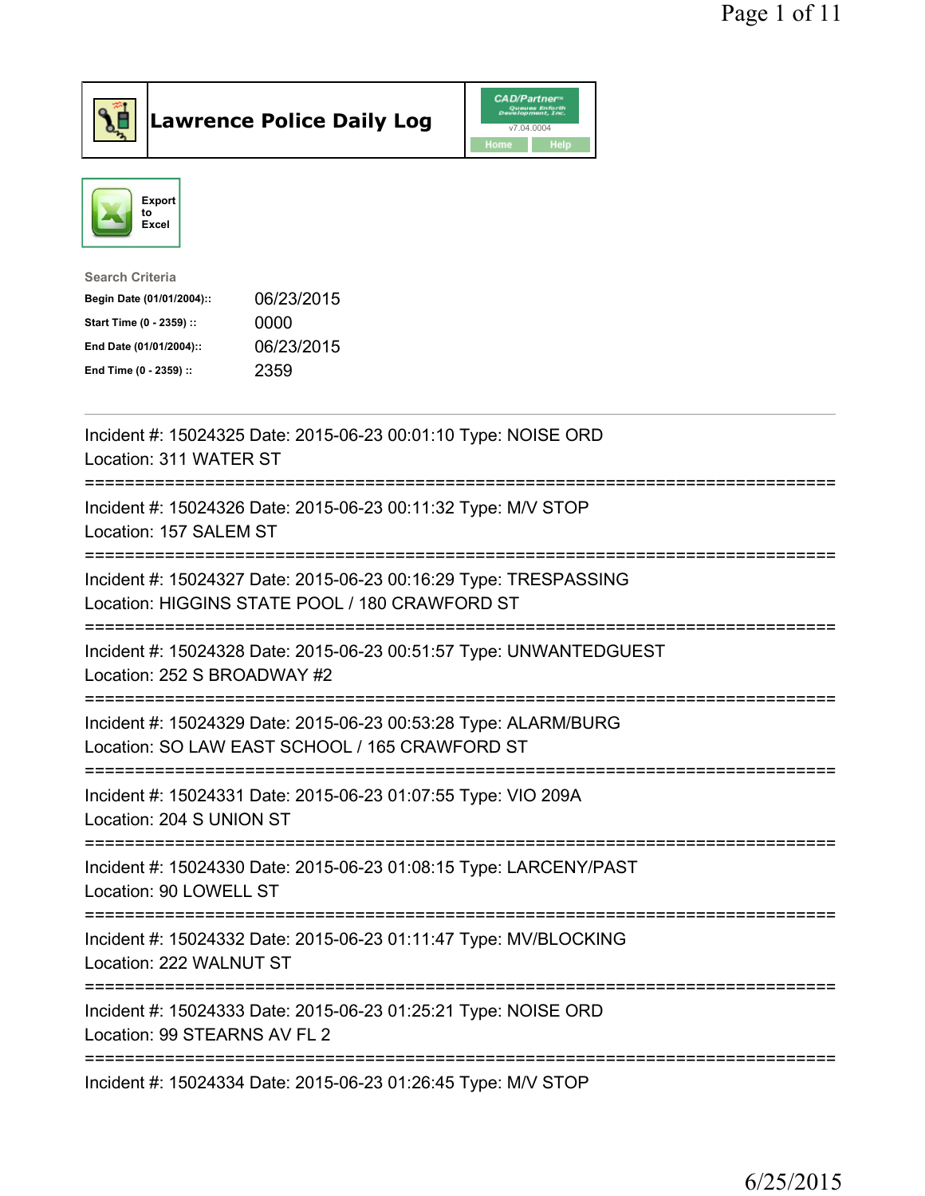# Lawrence Police Daily Log

Export to Excel

**Search Criteria**

| | |
|---|---|
| Begin Date (01/01/2004):: | 06/23/2015 |
| Start Time (0 - 2359) :: | 0000 |
| End Date (01/01/2004):: | 06/23/2015 |
| End Time (0 - 2359) :: | 2359 |

---

Incident #: 15024325 Date: 2015-06-23 00:01:10 Type: NOISE ORD
Location: 311 WATER ST

===========================================================================

Incident #: 15024326 Date: 2015-06-23 00:11:32 Type: M/V STOP
Location: 157 SALEM ST

===========================================================================

Incident #: 15024327 Date: 2015-06-23 00:16:29 Type: TRESPASSING
Location: HIGGINS STATE POOL / 180 CRAWFORD ST

===========================================================================

Incident #: 15024328 Date: 2015-06-23 00:51:57 Type: UNWANTEDGUEST
Location: 252 S BROADWAY #2

===========================================================================

Incident #: 15024329 Date: 2015-06-23 00:53:28 Type: ALARM/BURG
Location: SO LAW EAST SCHOOL / 165 CRAWFORD ST

===========================================================================

Incident #: 15024331 Date: 2015-06-23 01:07:55 Type: VIO 209A
Location: 204 S UNION ST

===========================================================================

Incident #: 15024330 Date: 2015-06-23 01:08:15 Type: LARCENY/PAST
Location: 90 LOWELL ST

===========================================================================

Incident #: 15024332 Date: 2015-06-23 01:11:47 Type: MV/BLOCKING
Location: 222 WALNUT ST

===========================================================================

Incident #: 15024333 Date: 2015-06-23 01:25:21 Type: NOISE ORD
Location: 99 STEARNS AV FL 2

===========================================================================

Incident #: 15024334 Date: 2015-06-23 01:26:45 Type: M/V STOP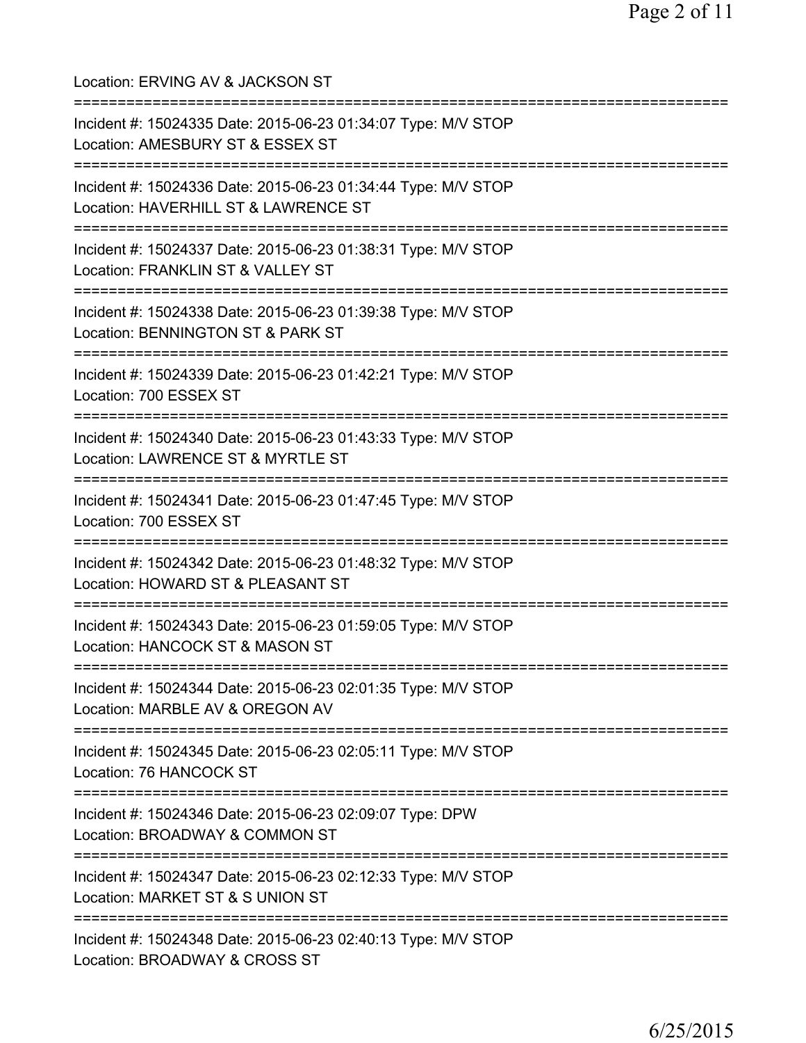Location: ERVING AV & JACKSON ST

===========================================================================

Incident #: 15024335 Date: 2015-06-23 01:34:07 Type: M/V STOP
Location: AMESBURY ST & ESSEX ST

===========================================================================

Incident #: 15024336 Date: 2015-06-23 01:34:44 Type: M/V STOP
Location: HAVERHILL ST & LAWRENCE ST

===========================================================================

Incident #: 15024337 Date: 2015-06-23 01:38:31 Type: M/V STOP
Location: FRANKLIN ST & VALLEY ST

===========================================================================

Incident #: 15024338 Date: 2015-06-23 01:39:38 Type: M/V STOP
Location: BENNINGTON ST & PARK ST

===========================================================================

Incident #: 15024339 Date: 2015-06-23 01:42:21 Type: M/V STOP
Location: 700 ESSEX ST

===========================================================================

Incident #: 15024340 Date: 2015-06-23 01:43:33 Type: M/V STOP
Location: LAWRENCE ST & MYRTLE ST

===========================================================================

Incident #: 15024341 Date: 2015-06-23 01:47:45 Type: M/V STOP
Location: 700 ESSEX ST

===========================================================================

Incident #: 15024342 Date: 2015-06-23 01:48:32 Type: M/V STOP
Location: HOWARD ST & PLEASANT ST

===========================================================================

Incident #: 15024343 Date: 2015-06-23 01:59:05 Type: M/V STOP
Location: HANCOCK ST & MASON ST

===========================================================================

Incident #: 15024344 Date: 2015-06-23 02:01:35 Type: M/V STOP
Location: MARBLE AV & OREGON AV

===========================================================================

Incident #: 15024345 Date: 2015-06-23 02:05:11 Type: M/V STOP
Location: 76 HANCOCK ST

===========================================================================

Incident #: 15024346 Date: 2015-06-23 02:09:07 Type: DPW
Location: BROADWAY & COMMON ST

===========================================================================

Incident #: 15024347 Date: 2015-06-23 02:12:33 Type: M/V STOP
Location: MARKET ST & S UNION ST

===========================================================================

Incident #: 15024348 Date: 2015-06-23 02:40:13 Type: M/V STOP
Location: BROADWAY & CROSS ST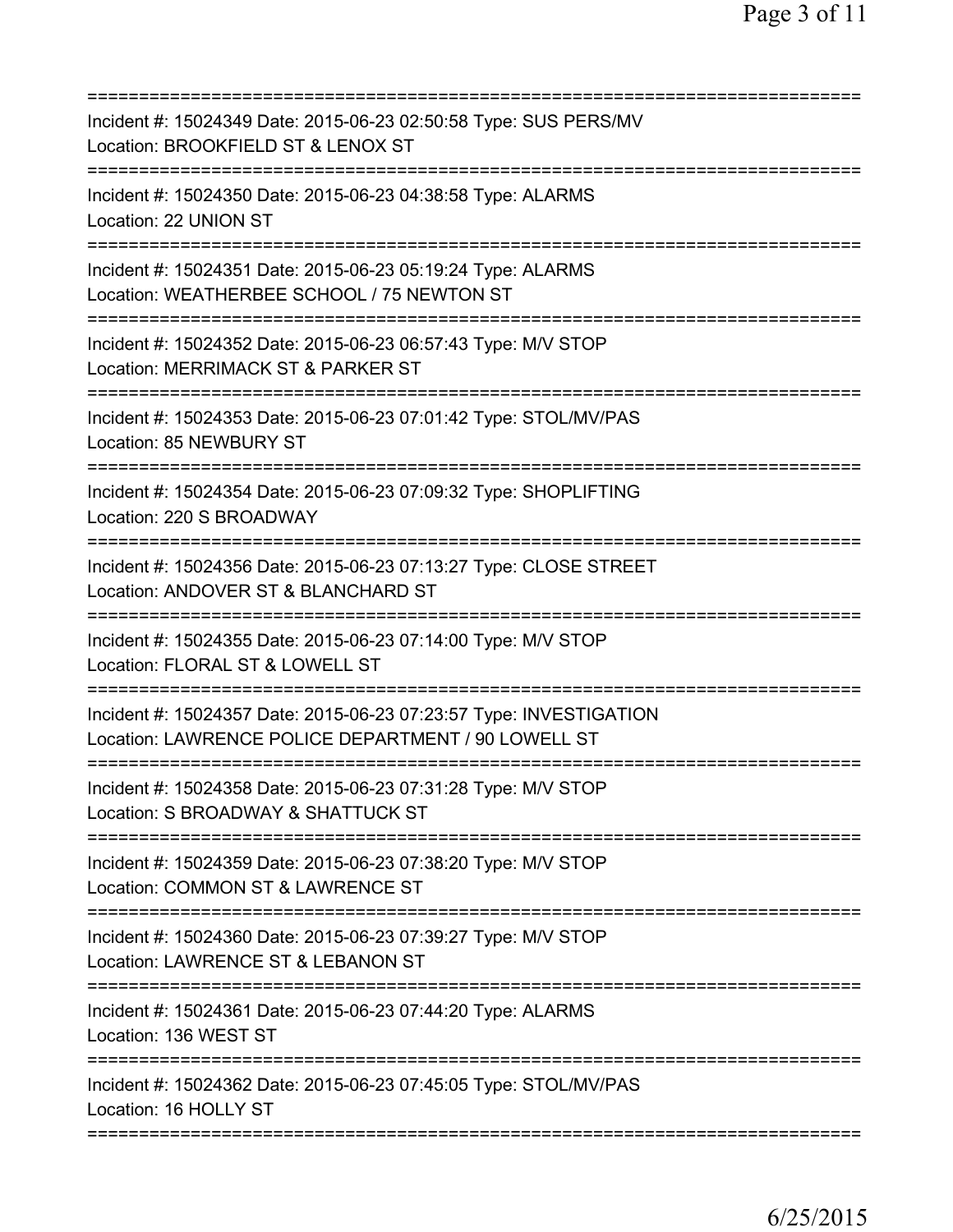===========================================================================

Incident #: 15024349 Date: 2015-06-23 02:50:58 Type: SUS PERS/MV
Location: BROOKFIELD ST & LENOX ST

===========================================================================

Incident #: 15024350 Date: 2015-06-23 04:38:58 Type: ALARMS
Location: 22 UNION ST

===========================================================================

Incident #: 15024351 Date: 2015-06-23 05:19:24 Type: ALARMS
Location: WEATHERBEE SCHOOL / 75 NEWTON ST

===========================================================================

Incident #: 15024352 Date: 2015-06-23 06:57:43 Type: M/V STOP
Location: MERRIMACK ST & PARKER ST

===========================================================================

Incident #: 15024353 Date: 2015-06-23 07:01:42 Type: STOL/MV/PAS
Location: 85 NEWBURY ST

===========================================================================

Incident #: 15024354 Date: 2015-06-23 07:09:32 Type: SHOPLIFTING
Location: 220 S BROADWAY

===========================================================================

Incident #: 15024356 Date: 2015-06-23 07:13:27 Type: CLOSE STREET
Location: ANDOVER ST & BLANCHARD ST

===========================================================================

Incident #: 15024355 Date: 2015-06-23 07:14:00 Type: M/V STOP
Location: FLORAL ST & LOWELL ST

===========================================================================

Incident #: 15024357 Date: 2015-06-23 07:23:57 Type: INVESTIGATION
Location: LAWRENCE POLICE DEPARTMENT / 90 LOWELL ST

===========================================================================

Incident #: 15024358 Date: 2015-06-23 07:31:28 Type: M/V STOP
Location: S BROADWAY & SHATTUCK ST

===========================================================================

Incident #: 15024359 Date: 2015-06-23 07:38:20 Type: M/V STOP
Location: COMMON ST & LAWRENCE ST

===========================================================================

Incident #: 15024360 Date: 2015-06-23 07:39:27 Type: M/V STOP
Location: LAWRENCE ST & LEBANON ST

===========================================================================

Incident #: 15024361 Date: 2015-06-23 07:44:20 Type: ALARMS
Location: 136 WEST ST

===========================================================================

Incident #: 15024362 Date: 2015-06-23 07:45:05 Type: STOL/MV/PAS
Location: 16 HOLLY ST

===========================================================================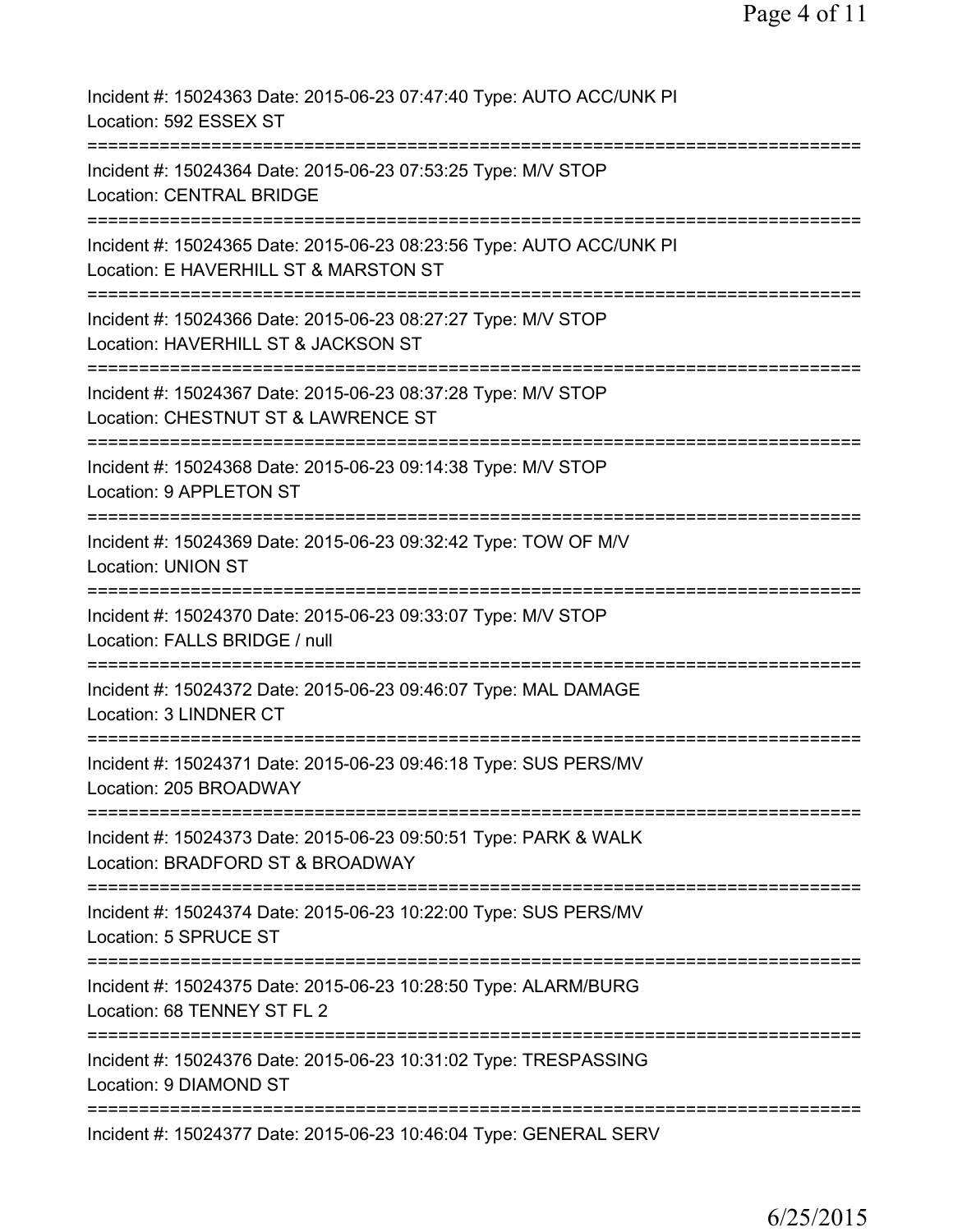Incident #: 15024363 Date: 2015-06-23 07:47:40 Type: AUTO ACC/UNK PI
Location: 592 ESSEX ST
===========================================================================
Incident #: 15024364 Date: 2015-06-23 07:53:25 Type: M/V STOP
Location: CENTRAL BRIDGE
===========================================================================
Incident #: 15024365 Date: 2015-06-23 08:23:56 Type: AUTO ACC/UNK PI
Location: E HAVERHILL ST & MARSTON ST
===========================================================================
Incident #: 15024366 Date: 2015-06-23 08:27:27 Type: M/V STOP
Location: HAVERHILL ST & JACKSON ST
===========================================================================
Incident #: 15024367 Date: 2015-06-23 08:37:28 Type: M/V STOP
Location: CHESTNUT ST & LAWRENCE ST
===========================================================================
Incident #: 15024368 Date: 2015-06-23 09:14:38 Type: M/V STOP
Location: 9 APPLETON ST
===========================================================================
Incident #: 15024369 Date: 2015-06-23 09:32:42 Type: TOW OF M/V
Location: UNION ST
===========================================================================
Incident #: 15024370 Date: 2015-06-23 09:33:07 Type: M/V STOP
Location: FALLS BRIDGE / null
===========================================================================
Incident #: 15024372 Date: 2015-06-23 09:46:07 Type: MAL DAMAGE
Location: 3 LINDNER CT
===========================================================================
Incident #: 15024371 Date: 2015-06-23 09:46:18 Type: SUS PERS/MV
Location: 205 BROADWAY
===========================================================================
Incident #: 15024373 Date: 2015-06-23 09:50:51 Type: PARK & WALK
Location: BRADFORD ST & BROADWAY
===========================================================================
Incident #: 15024374 Date: 2015-06-23 10:22:00 Type: SUS PERS/MV
Location: 5 SPRUCE ST
===========================================================================
Incident #: 15024375 Date: 2015-06-23 10:28:50 Type: ALARM/BURG
Location: 68 TENNEY ST FL 2
===========================================================================
Incident #: 15024376 Date: 2015-06-23 10:31:02 Type: TRESPASSING
Location: 9 DIAMOND ST
===========================================================================
Incident #: 15024377 Date: 2015-06-23 10:46:04 Type: GENERAL SERV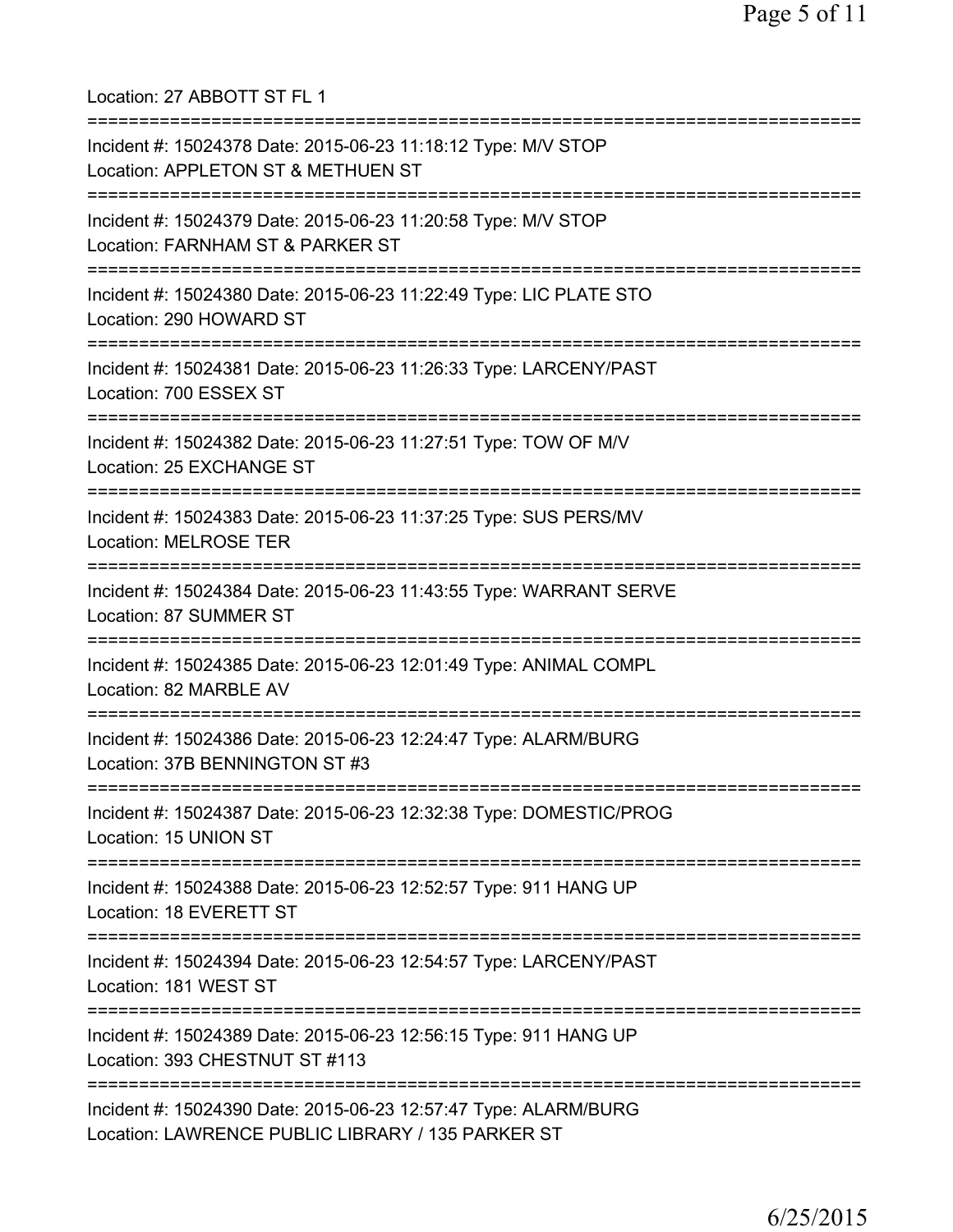Location: 27 ABBOTT ST FL 1

===========================================================================

Incident #: 15024378 Date: 2015-06-23 11:18:12 Type: M/V STOP
Location: APPLETON ST & METHUEN ST

===========================================================================

Incident #: 15024379 Date: 2015-06-23 11:20:58 Type: M/V STOP
Location: FARNHAM ST & PARKER ST

===========================================================================

Incident #: 15024380 Date: 2015-06-23 11:22:49 Type: LIC PLATE STO
Location: 290 HOWARD ST

===========================================================================

Incident #: 15024381 Date: 2015-06-23 11:26:33 Type: LARCENY/PAST
Location: 700 ESSEX ST

===========================================================================

Incident #: 15024382 Date: 2015-06-23 11:27:51 Type: TOW OF M/V
Location: 25 EXCHANGE ST

===========================================================================

Incident #: 15024383 Date: 2015-06-23 11:37:25 Type: SUS PERS/MV
Location: MELROSE TER

===========================================================================

Incident #: 15024384 Date: 2015-06-23 11:43:55 Type: WARRANT SERVE
Location: 87 SUMMER ST

===========================================================================

Incident #: 15024385 Date: 2015-06-23 12:01:49 Type: ANIMAL COMPL
Location: 82 MARBLE AV

===========================================================================

Incident #: 15024386 Date: 2015-06-23 12:24:47 Type: ALARM/BURG
Location: 37B BENNINGTON ST #3

===========================================================================

Incident #: 15024387 Date: 2015-06-23 12:32:38 Type: DOMESTIC/PROG
Location: 15 UNION ST

===========================================================================

Incident #: 15024388 Date: 2015-06-23 12:52:57 Type: 911 HANG UP
Location: 18 EVERETT ST

===========================================================================

Incident #: 15024394 Date: 2015-06-23 12:54:57 Type: LARCENY/PAST
Location: 181 WEST ST

===========================================================================

Incident #: 15024389 Date: 2015-06-23 12:56:15 Type: 911 HANG UP
Location: 393 CHESTNUT ST #113

===========================================================================

Incident #: 15024390 Date: 2015-06-23 12:57:47 Type: ALARM/BURG
Location: LAWRENCE PUBLIC LIBRARY / 135 PARKER ST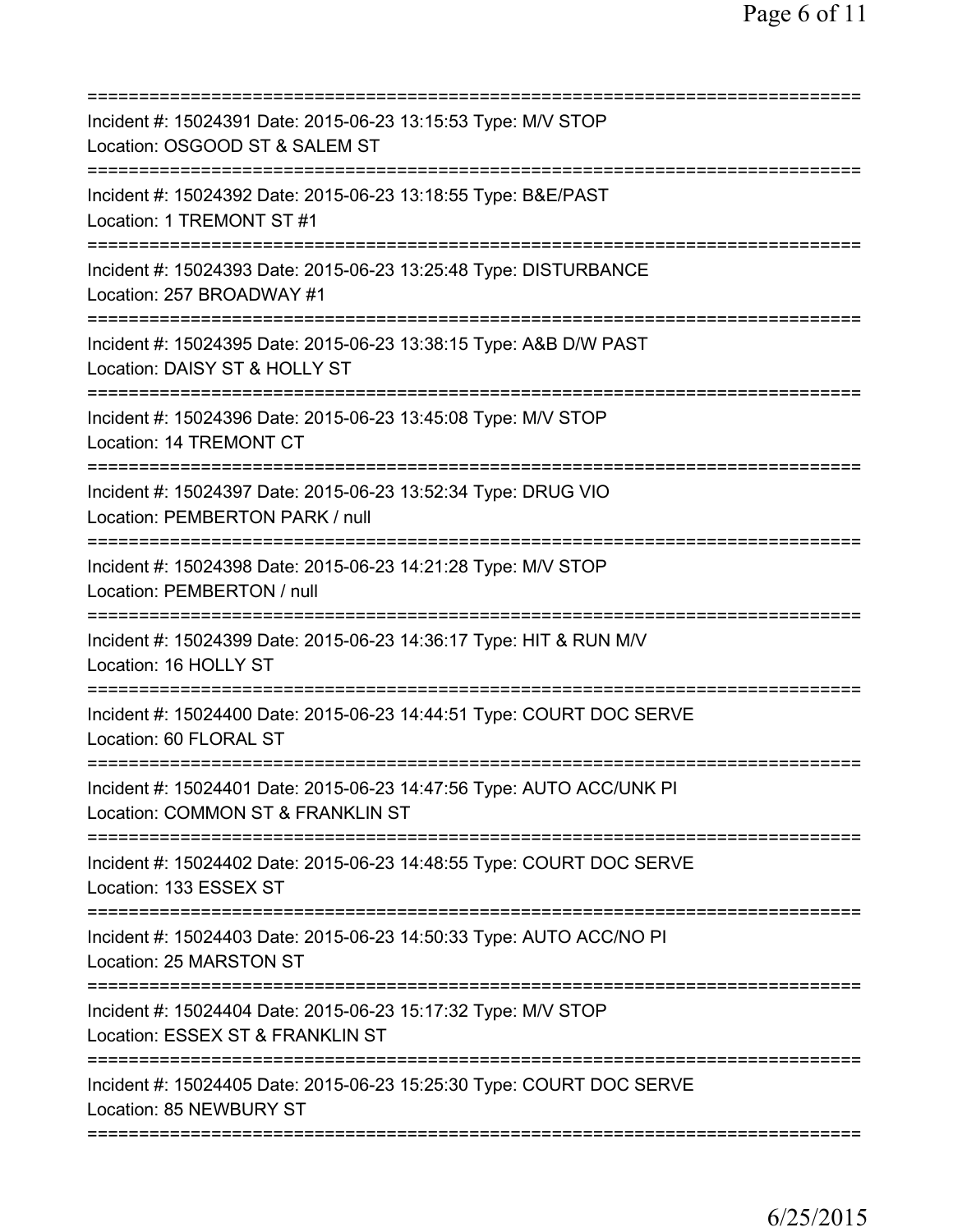```
===========================================================================
Incident #: 15024391 Date: 2015-06-23 13:15:53 Type: M/V STOP
Location: OSGOOD ST & SALEM ST
===========================================================================
Incident #: 15024392 Date: 2015-06-23 13:18:55 Type: B&E/PAST
Location: 1 TREMONT ST #1
===========================================================================
Incident #: 15024393 Date: 2015-06-23 13:25:48 Type: DISTURBANCE
Location: 257 BROADWAY #1
===========================================================================
Incident #: 15024395 Date: 2015-06-23 13:38:15 Type: A&B D/W PAST
Location: DAISY ST & HOLLY ST
===========================================================================
Incident #: 15024396 Date: 2015-06-23 13:45:08 Type: M/V STOP
Location: 14 TREMONT CT
===========================================================================
Incident #: 15024397 Date: 2015-06-23 13:52:34 Type: DRUG VIO
Location: PEMBERTON PARK / null
===========================================================================
Incident #: 15024398 Date: 2015-06-23 14:21:28 Type: M/V STOP
Location: PEMBERTON / null
===========================================================================
Incident #: 15024399 Date: 2015-06-23 14:36:17 Type: HIT & RUN M/V
Location: 16 HOLLY ST
===========================================================================
Incident #: 15024400 Date: 2015-06-23 14:44:51 Type: COURT DOC SERVE
Location: 60 FLORAL ST
===========================================================================
Incident #: 15024401 Date: 2015-06-23 14:47:56 Type: AUTO ACC/UNK PI
Location: COMMON ST & FRANKLIN ST
===========================================================================
Incident #: 15024402 Date: 2015-06-23 14:48:55 Type: COURT DOC SERVE
Location: 133 ESSEX ST
===========================================================================
Incident #: 15024403 Date: 2015-06-23 14:50:33 Type: AUTO ACC/NO PI
Location: 25 MARSTON ST
===========================================================================
Incident #: 15024404 Date: 2015-06-23 15:17:32 Type: M/V STOP
Location: ESSEX ST & FRANKLIN ST
===========================================================================
Incident #: 15024405 Date: 2015-06-23 15:25:30 Type: COURT DOC SERVE
Location: 85 NEWBURY ST
===========================================================================
```

6/25/2015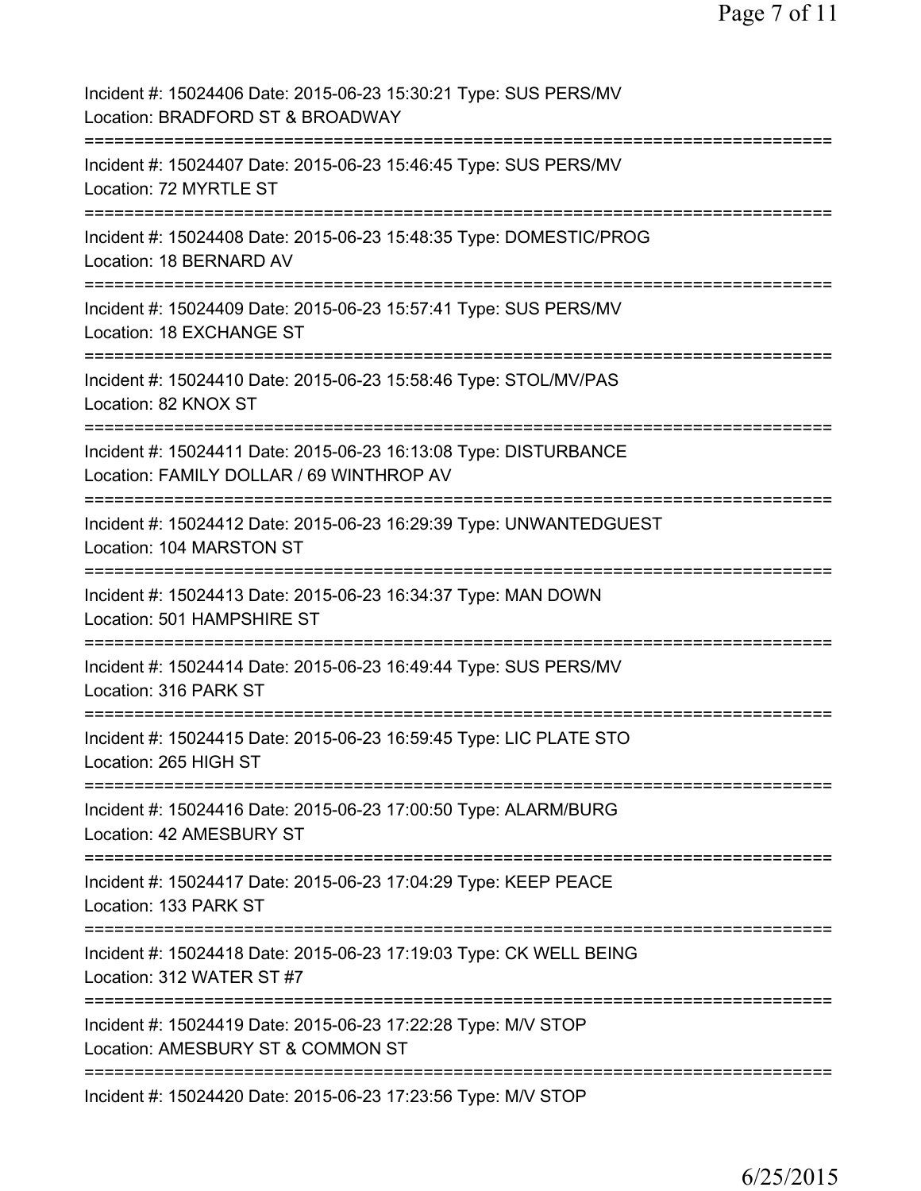Incident #: 15024406 Date: 2015-06-23 15:30:21 Type: SUS PERS/MV
Location: BRADFORD ST & BROADWAY

===========================================================================

Incident #: 15024407 Date: 2015-06-23 15:46:45 Type: SUS PERS/MV
Location: 72 MYRTLE ST

===========================================================================

Incident #: 15024408 Date: 2015-06-23 15:48:35 Type: DOMESTIC/PROG
Location: 18 BERNARD AV

===========================================================================

Incident #: 15024409 Date: 2015-06-23 15:57:41 Type: SUS PERS/MV
Location: 18 EXCHANGE ST

===========================================================================

Incident #: 15024410 Date: 2015-06-23 15:58:46 Type: STOL/MV/PAS
Location: 82 KNOX ST

===========================================================================

Incident #: 15024411 Date: 2015-06-23 16:13:08 Type: DISTURBANCE
Location: FAMILY DOLLAR / 69 WINTHROP AV

===========================================================================

Incident #: 15024412 Date: 2015-06-23 16:29:39 Type: UNWANTEDGUEST
Location: 104 MARSTON ST

===========================================================================

Incident #: 15024413 Date: 2015-06-23 16:34:37 Type: MAN DOWN
Location: 501 HAMPSHIRE ST

===========================================================================

Incident #: 15024414 Date: 2015-06-23 16:49:44 Type: SUS PERS/MV
Location: 316 PARK ST

===========================================================================

Incident #: 15024415 Date: 2015-06-23 16:59:45 Type: LIC PLATE STO
Location: 265 HIGH ST

===========================================================================

Incident #: 15024416 Date: 2015-06-23 17:00:50 Type: ALARM/BURG
Location: 42 AMESBURY ST

===========================================================================

Incident #: 15024417 Date: 2015-06-23 17:04:29 Type: KEEP PEACE
Location: 133 PARK ST

===========================================================================

Incident #: 15024418 Date: 2015-06-23 17:19:03 Type: CK WELL BEING
Location: 312 WATER ST #7

===========================================================================

Incident #: 15024419 Date: 2015-06-23 17:22:28 Type: M/V STOP
Location: AMESBURY ST & COMMON ST

===========================================================================

Incident #: 15024420 Date: 2015-06-23 17:23:56 Type: M/V STOP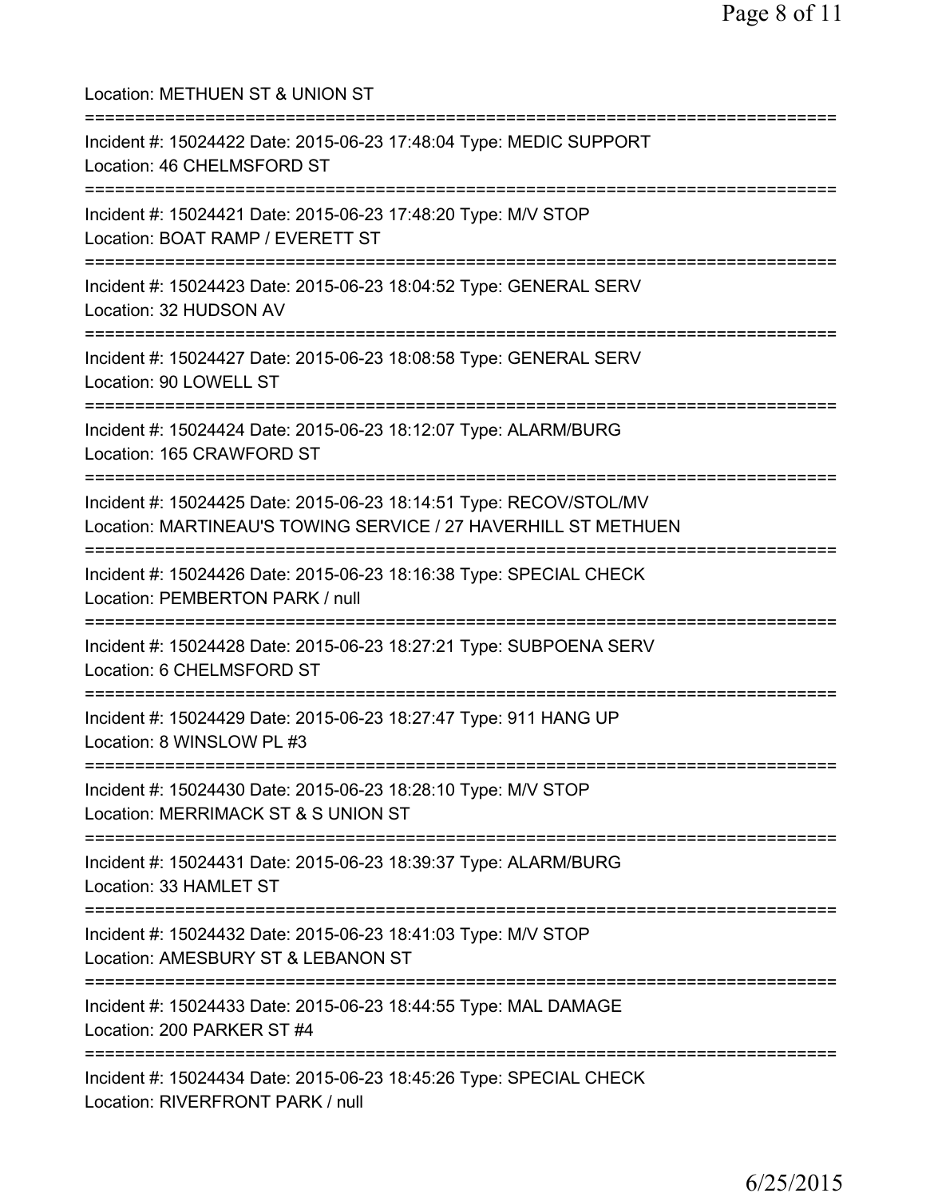Location: METHUEN ST & UNION ST

===========================================================================

Incident #: 15024422 Date: 2015-06-23 17:48:04 Type: MEDIC SUPPORT
Location: 46 CHELMSFORD ST

===========================================================================

Incident #: 15024421 Date: 2015-06-23 17:48:20 Type: M/V STOP
Location: BOAT RAMP / EVERETT ST

===========================================================================

Incident #: 15024423 Date: 2015-06-23 18:04:52 Type: GENERAL SERV
Location: 32 HUDSON AV

===========================================================================

Incident #: 15024427 Date: 2015-06-23 18:08:58 Type: GENERAL SERV
Location: 90 LOWELL ST

===========================================================================

Incident #: 15024424 Date: 2015-06-23 18:12:07 Type: ALARM/BURG
Location: 165 CRAWFORD ST

===========================================================================

Incident #: 15024425 Date: 2015-06-23 18:14:51 Type: RECOV/STOL/MV
Location: MARTINEAU'S TOWING SERVICE / 27 HAVERHILL ST METHUEN

===========================================================================

Incident #: 15024426 Date: 2015-06-23 18:16:38 Type: SPECIAL CHECK
Location: PEMBERTON PARK / null

===========================================================================

Incident #: 15024428 Date: 2015-06-23 18:27:21 Type: SUBPOENA SERV
Location: 6 CHELMSFORD ST

===========================================================================

Incident #: 15024429 Date: 2015-06-23 18:27:47 Type: 911 HANG UP
Location: 8 WINSLOW PL #3

===========================================================================

Incident #: 15024430 Date: 2015-06-23 18:28:10 Type: M/V STOP
Location: MERRIMACK ST & S UNION ST

===========================================================================

Incident #: 15024431 Date: 2015-06-23 18:39:37 Type: ALARM/BURG
Location: 33 HAMLET ST

===========================================================================

Incident #: 15024432 Date: 2015-06-23 18:41:03 Type: M/V STOP
Location: AMESBURY ST & LEBANON ST

===========================================================================

Incident #: 15024433 Date: 2015-06-23 18:44:55 Type: MAL DAMAGE
Location: 200 PARKER ST #4

===========================================================================

Incident #: 15024434 Date: 2015-06-23 18:45:26 Type: SPECIAL CHECK
Location: RIVERFRONT PARK / null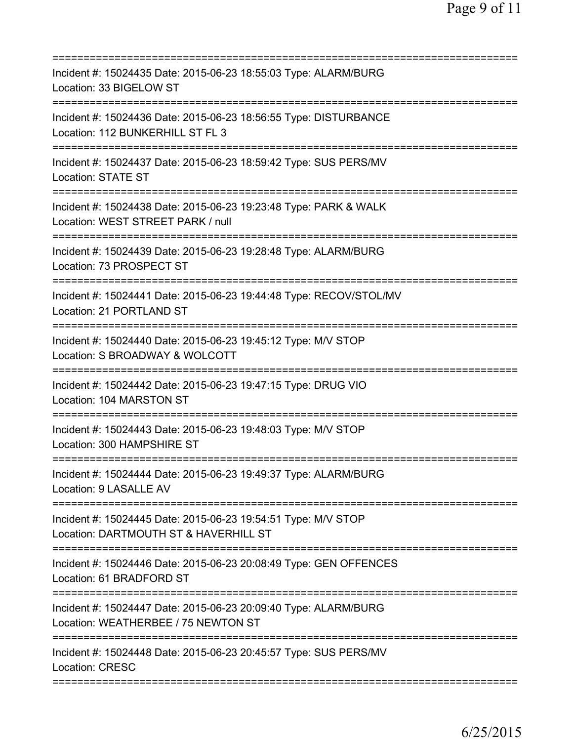==========================================================================
Incident #: 15024435 Date: 2015-06-23 18:55:03 Type: ALARM/BURG
Location: 33 BIGELOW ST
==========================================================================
Incident #: 15024436 Date: 2015-06-23 18:56:55 Type: DISTURBANCE
Location: 112 BUNKERHILL ST FL 3
==========================================================================
Incident #: 15024437 Date: 2015-06-23 18:59:42 Type: SUS PERS/MV
Location: STATE ST
==========================================================================
Incident #: 15024438 Date: 2015-06-23 19:23:48 Type: PARK & WALK
Location: WEST STREET PARK / null
==========================================================================
Incident #: 15024439 Date: 2015-06-23 19:28:48 Type: ALARM/BURG
Location: 73 PROSPECT ST
==========================================================================
Incident #: 15024441 Date: 2015-06-23 19:44:48 Type: RECOV/STOL/MV
Location: 21 PORTLAND ST
==========================================================================
Incident #: 15024440 Date: 2015-06-23 19:45:12 Type: M/V STOP
Location: S BROADWAY & WOLCOTT
==========================================================================
Incident #: 15024442 Date: 2015-06-23 19:47:15 Type: DRUG VIO
Location: 104 MARSTON ST
==========================================================================
Incident #: 15024443 Date: 2015-06-23 19:48:03 Type: M/V STOP
Location: 300 HAMPSHIRE ST
==========================================================================
Incident #: 15024444 Date: 2015-06-23 19:49:37 Type: ALARM/BURG
Location: 9 LASALLE AV
==========================================================================
Incident #: 15024445 Date: 2015-06-23 19:54:51 Type: M/V STOP
Location: DARTMOUTH ST & HAVERHILL ST
==========================================================================
Incident #: 15024446 Date: 2015-06-23 20:08:49 Type: GEN OFFENCES
Location: 61 BRADFORD ST
==========================================================================
Incident #: 15024447 Date: 2015-06-23 20:09:40 Type: ALARM/BURG
Location: WEATHERBEE / 75 NEWTON ST
==========================================================================
Incident #: 15024448 Date: 2015-06-23 20:45:57 Type: SUS PERS/MV
Location: CRESC
==========================================================================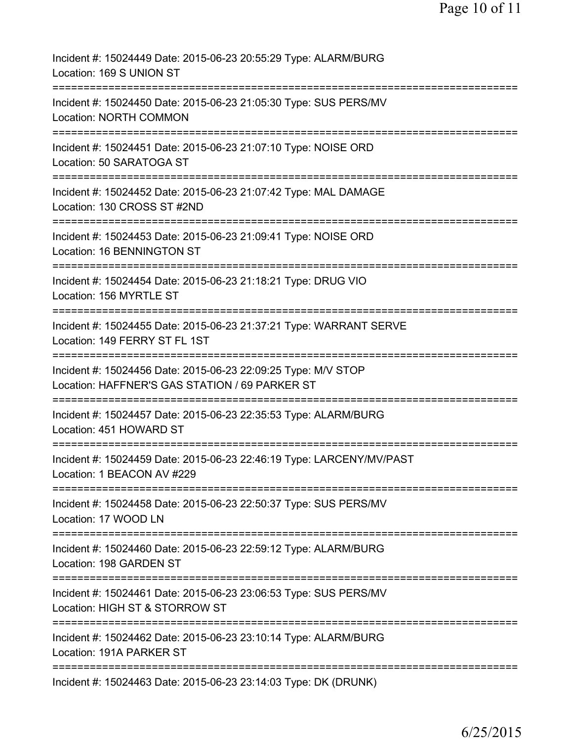Incident #: 15024449 Date: 2015-06-23 20:55:29 Type: ALARM/BURG
Location: 169 S UNION ST

===========================================================================

Incident #: 15024450 Date: 2015-06-23 21:05:30 Type: SUS PERS/MV
Location: NORTH COMMON

===========================================================================

Incident #: 15024451 Date: 2015-06-23 21:07:10 Type: NOISE ORD
Location: 50 SARATOGA ST

===========================================================================

Incident #: 15024452 Date: 2015-06-23 21:07:42 Type: MAL DAMAGE
Location: 130 CROSS ST #2ND

===========================================================================

Incident #: 15024453 Date: 2015-06-23 21:09:41 Type: NOISE ORD
Location: 16 BENNINGTON ST

===========================================================================

Incident #: 15024454 Date: 2015-06-23 21:18:21 Type: DRUG VIO
Location: 156 MYRTLE ST

===========================================================================

Incident #: 15024455 Date: 2015-06-23 21:37:21 Type: WARRANT SERVE
Location: 149 FERRY ST FL 1ST

===========================================================================

Incident #: 15024456 Date: 2015-06-23 22:09:25 Type: M/V STOP
Location: HAFFNER'S GAS STATION / 69 PARKER ST

===========================================================================

Incident #: 15024457 Date: 2015-06-23 22:35:53 Type: ALARM/BURG
Location: 451 HOWARD ST

===========================================================================

Incident #: 15024459 Date: 2015-06-23 22:46:19 Type: LARCENY/MV/PAST
Location: 1 BEACON AV #229

===========================================================================

Incident #: 15024458 Date: 2015-06-23 22:50:37 Type: SUS PERS/MV
Location: 17 WOOD LN

===========================================================================

Incident #: 15024460 Date: 2015-06-23 22:59:12 Type: ALARM/BURG
Location: 198 GARDEN ST

===========================================================================

Incident #: 15024461 Date: 2015-06-23 23:06:53 Type: SUS PERS/MV
Location: HIGH ST & STORROW ST

===========================================================================

Incident #: 15024462 Date: 2015-06-23 23:10:14 Type: ALARM/BURG
Location: 191A PARKER ST

===========================================================================

Incident #: 15024463 Date: 2015-06-23 23:14:03 Type: DK (DRUNK)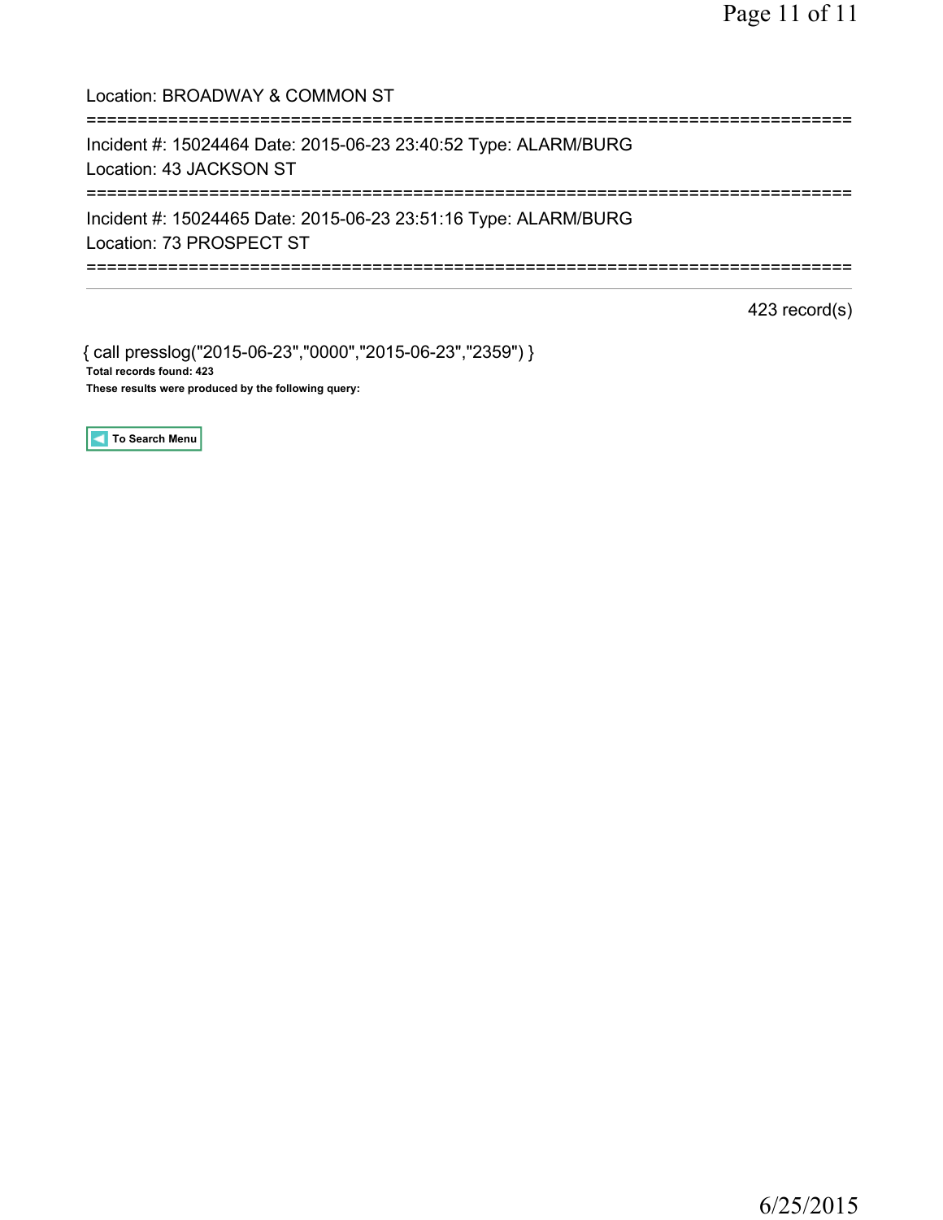Location: BROADWAY & COMMON ST

===========================================================================

Incident #: 15024464 Date: 2015-06-23 23:40:52 Type: ALARM/BURG
Location: 43 JACKSON ST

===========================================================================

Incident #: 15024465 Date: 2015-06-23 23:51:16 Type: ALARM/BURG
Location: 73 PROSPECT ST

===========================================================================

423 record(s)

{ call presslog("2015-06-23","0000","2015-06-23","2359") }

**Total records found: 423**

**These results were produced by the following query:**

**To Search Menu**